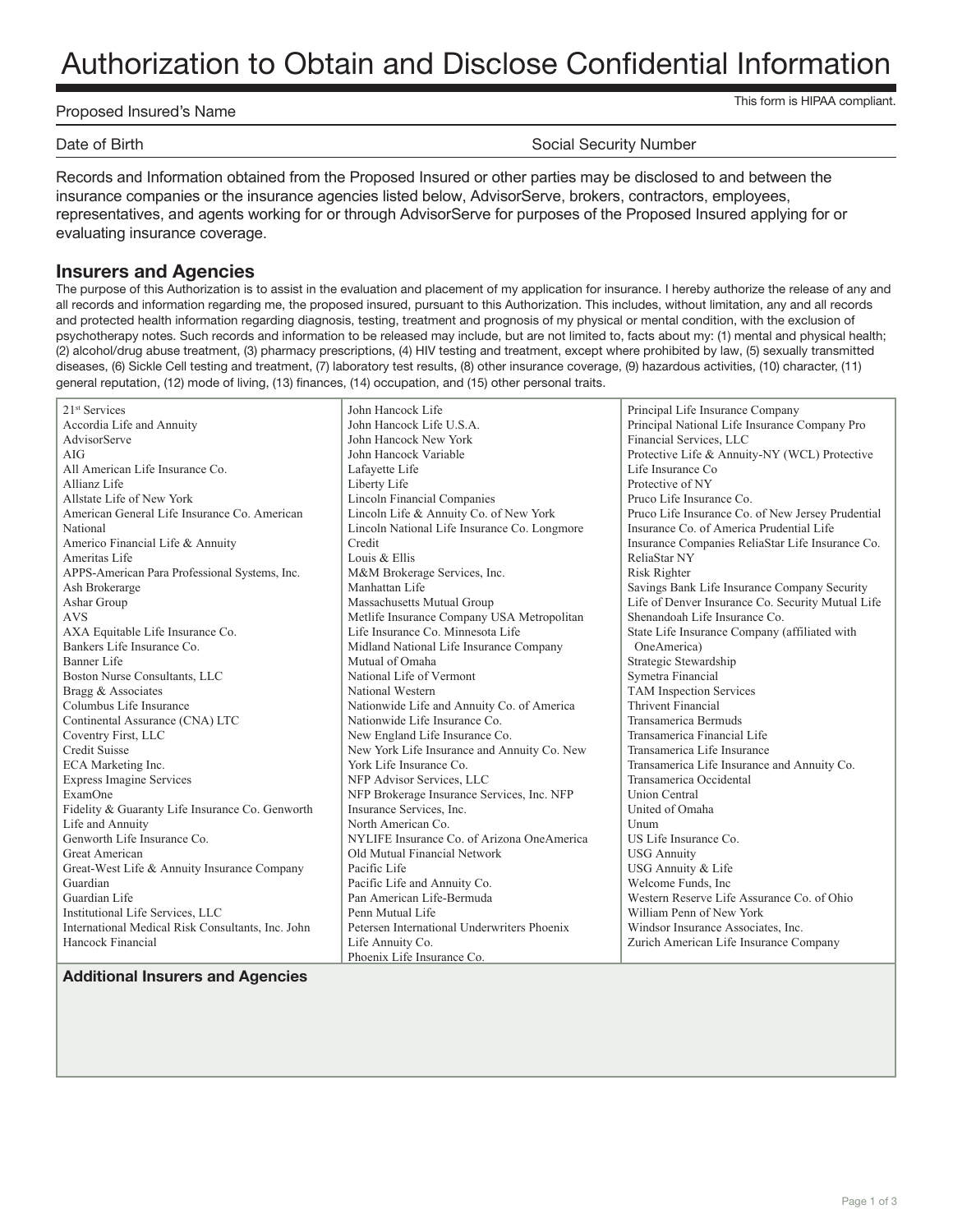# Authorization to Obtain and Disclose Confidential Information

This form is HIPAA compliant.

Proposed Insured's Name

Date of Birth | Social Security Number

Records and Information obtained from the Proposed Insured or other parties may be disclosed to and between the insurance companies or the insurance agencies listed below, AdvisorServe, brokers, contractors, employees, representatives, and agents working for or through AdvisorServe for purposes of the Proposed Insured applying for or evaluating insurance coverage.

## Insurers and Agencies

The purpose of this Authorization is to assist in the evaluation and placement of my application for insurance. I hereby authorize the release of any and all records and information regarding me, the proposed insured, pursuant to this Authorization. This includes, without limitation, any and all records and protected health information regarding diagnosis, testing, treatment and prognosis of my physical or mental condition, with the exclusion of psychotherapy notes. Such records and information to be released may include, but are not limited to, facts about my: (1) mental and physical health; (2) alcohol/drug abuse treatment, (3) pharmacy prescriptions, (4) HIV testing and treatment, except where prohibited by law, (5) sexually transmitted diseases, (6) Sickle Cell testing and treatment, (7) laboratory test results, (8) other insurance coverage, (9) hazardous activities, (10) character, (11) general reputation, (12) mode of living, (13) finances, (14) occupation, and (15) other personal traits.

21st Services
Accordia Life and Annuity
AdvisorServe
AIG
All American Life Insurance Co.
Allianz Life
Allstate Life of New York
American General Life Insurance Co. American National
Americo Financial Life & Annuity
Ameritas Life
APPS-American Para Professional Systems, Inc.
Ash Brokerarge
Ashar Group
AVS
AXA Equitable Life Insurance Co.
Bankers Life Insurance Co.
Banner Life
Boston Nurse Consultants, LLC
Bragg & Associates
Columbus Life Insurance
Continental Assurance (CNA) LTC
Coventry First, LLC
Credit Suisse
ECA Marketing Inc.
Express Imagine Services
ExamOne
Fidelity & Guaranty Life Insurance Co. Genworth Life and Annuity
Genworth Life Insurance Co.
Great American
Great-West Life & Annuity Insurance Company
Guardian
Guardian Life
Institutional Life Services, LLC
International Medical Risk Consultants, Inc. John Hancock Financial
John Hancock Life
John Hancock Life U.S.A.
John Hancock New York
John Hancock Variable
Lafayette Life
Liberty Life
Lincoln Financial Companies
Lincoln Life & Annuity Co. of New York
Lincoln National Life Insurance Co. Longmore Credit
Louis & Ellis
M&M Brokerage Services, Inc.
Manhattan Life
Massachusetts Mutual Group
Metlife Insurance Company USA Metropolitan Life Insurance Co. Minnesota Life
Midland National Life Insurance Company
Mutual of Omaha
National Life of Vermont
National Western
Nationwide Life and Annuity Co. of America
Nationwide Life Insurance Co.
New England Life Insurance Co.
New York Life Insurance and Annuity Co. New York Life Insurance Co.
NFP Advisor Services, LLC
NFP Brokerage Insurance Services, Inc. NFP Insurance Services, Inc.
North American Co.
NYLIFE Insurance Co. of Arizona OneAmerica
Old Mutual Financial Network
Pacific Life
Pacific Life and Annuity Co.
Pan American Life-Bermuda
Penn Mutual Life
Petersen International Underwriters Phoenix Life Annuity Co.
Phoenix Life Insurance Co.
Principal Life Insurance Company
Principal National Life Insurance Company Pro Financial Services, LLC
Protective Life & Annuity-NY (WCL) Protective Life Insurance Co
Protective of NY
Pruco Life Insurance Co.
Pruco Life Insurance Co. of New Jersey Prudential Insurance Co. of America Prudential Life Insurance Companies ReliaStar Life Insurance Co.
ReliaStar NY
Risk Righter
Savings Bank Life Insurance Company Security Life of Denver Insurance Co. Security Mutual Life
Shenandoah Life Insurance Co.
State Life Insurance Company (affiliated with OneAmerica)
Strategic Stewardship
Symetra Financial
TAM Inspection Services
Thrivent Financial
Transamerica Bermuds
Transamerica Financial Life
Transamerica Life Insurance
Transamerica Life Insurance and Annuity Co.
Transamerica Occidental
Union Central
United of Omaha
Unum
US Life Insurance Co.
USG Annuity
USG Annuity & Life
Welcome Funds, Inc
Western Reserve Life Assurance Co. of Ohio
William Penn of New York
Windsor Insurance Associates, Inc.
Zurich American Life Insurance Company

### Additional Insurers and Agencies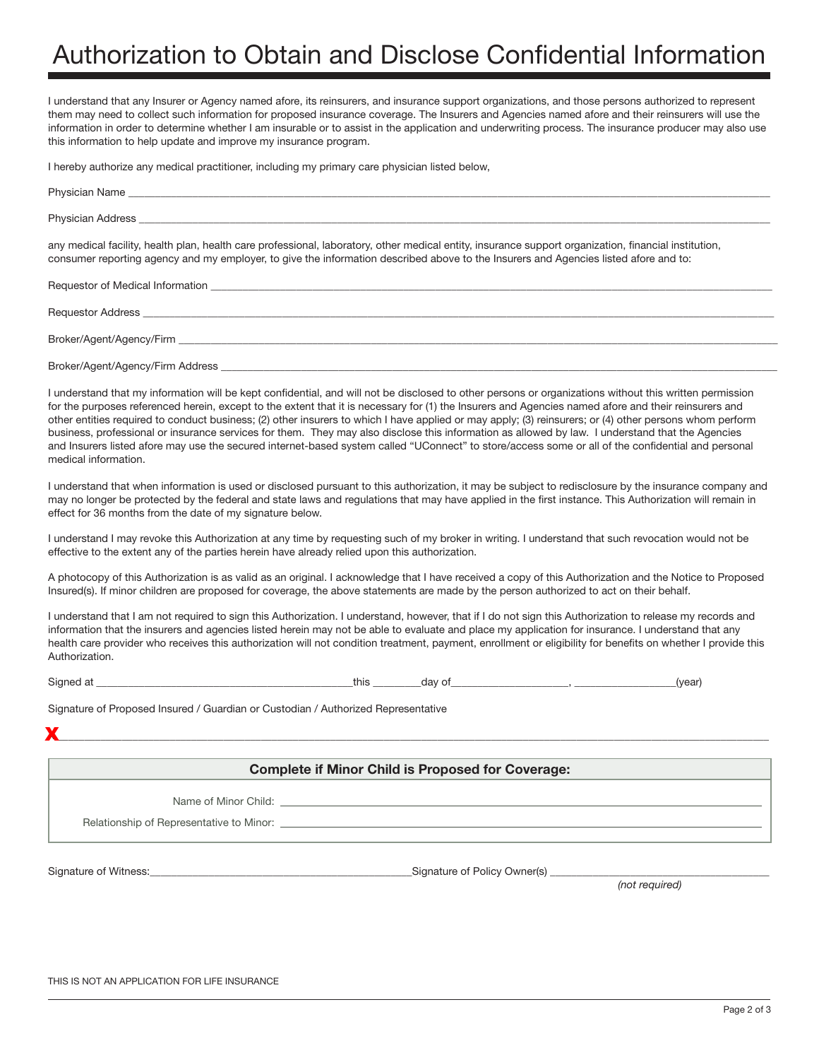# Authorization to Obtain and Disclose Confidential Information

I understand that any Insurer or Agency named afore, its reinsurers, and insurance support organizations, and those persons authorized to represent them may need to collect such information for proposed insurance coverage. The Insurers and Agencies named afore and their reinsurers will use the information in order to determine whether I am insurable or to assist in the application and underwriting process. The insurance producer may also use this information to help update and improve my insurance program.

I hereby authorize any medical practitioner, including my primary care physician listed below,

Physician Name ___________________________________________

Physician Address ___________________________________________

any medical facility, health plan, health care professional, laboratory, other medical entity, insurance support organization, financial institution, consumer reporting agency and my employer, to give the information described above to the Insurers and Agencies listed afore and to:

Requestor of Medical Information ___________________________________________

Requestor Address ___________________________________________

Broker/Agent/Agency/Firm ___________________________________________

Broker/Agent/Agency/Firm Address ___________________________________________

I understand that my information will be kept confidential, and will not be disclosed to other persons or organizations without this written permission for the purposes referenced herein, except to the extent that it is necessary for (1) the Insurers and Agencies named afore and their reinsurers and other entities required to conduct business; (2) other insurers to which I have applied or may apply; (3) reinsurers; or (4) other persons whom perform business, professional or insurance services for them. They may also disclose this information as allowed by law. I understand that the Agencies and Insurers listed afore may use the secured internet-based system called "UConnect" to store/access some or all of the confidential and personal medical information.

I understand that when information is used or disclosed pursuant to this authorization, it may be subject to redisclosure by the insurance company and may no longer be protected by the federal and state laws and regulations that may have applied in the first instance. This Authorization will remain in effect for 36 months from the date of my signature below.

I understand I may revoke this Authorization at any time by requesting such of my broker in writing. I understand that such revocation would not be effective to the extent any of the parties herein have already relied upon this authorization.

A photocopy of this Authorization is as valid as an original. I acknowledge that I have received a copy of this Authorization and the Notice to Proposed Insured(s). If minor children are proposed for coverage, the above statements are made by the person authorized to act on their behalf.

I understand that I am not required to sign this Authorization. I understand, however, that if I do not sign this Authorization to release my records and information that the insurers and agencies listed herein may not be able to evaluate and place my application for insurance. I understand that any health care provider who receives this authorization will not condition treatment, payment, enrollment or eligibility for benefits on whether I provide this Authorization.

Signed at ______________________________this ________day of____________________, _________________(year)

Signature of Proposed Insured / Guardian or Custodian / Authorized Representative

X___________________________________________

**Complete if Minor Child is Proposed for Coverage:**

Name of Minor Child: ___________________________________________

Relationship of Representative to Minor: ___________________________________________

Signature of Witness:______________________________ Signature of Policy Owner(s) ______________________________
*(not required)*

THIS IS NOT AN APPLICATION FOR LIFE INSURANCE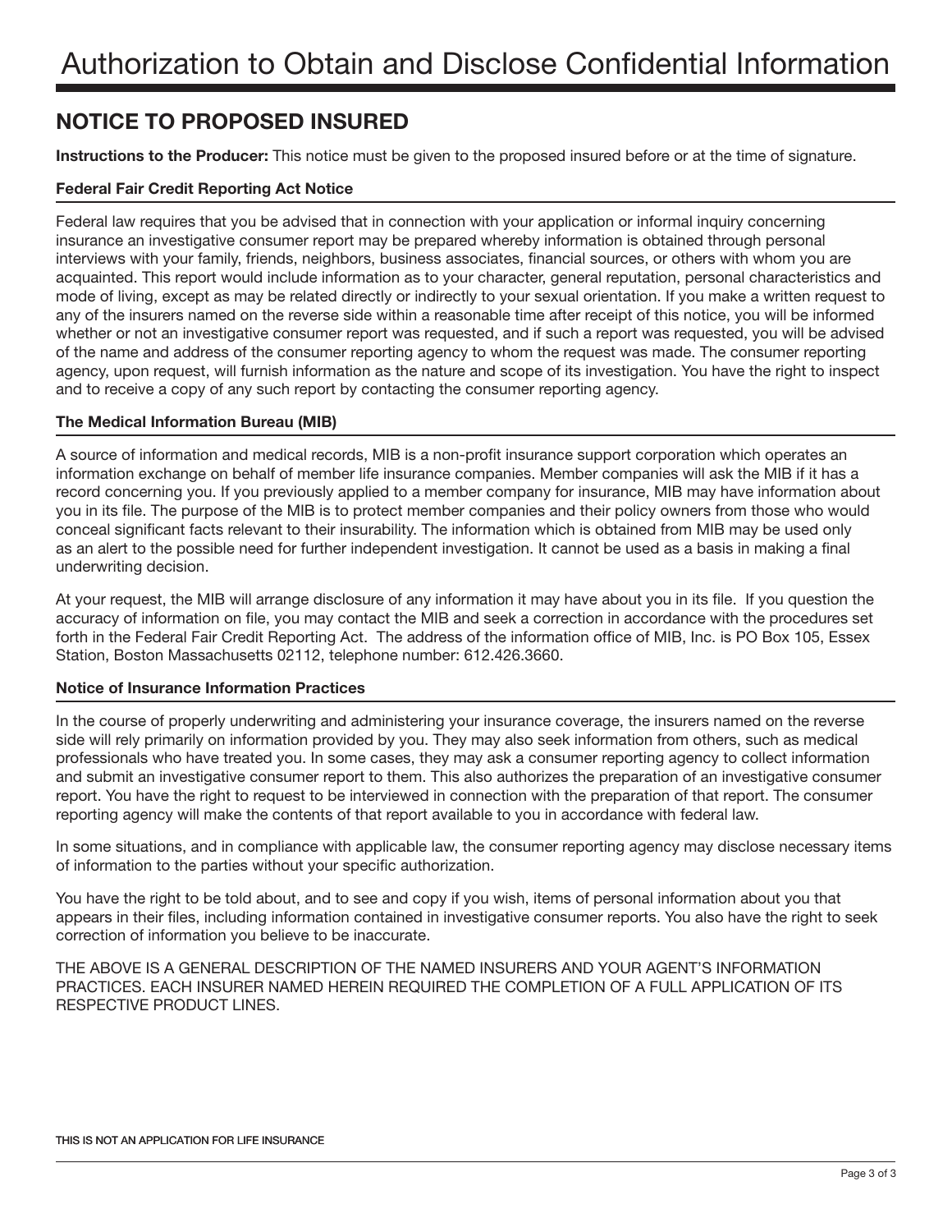# Authorization to Obtain and Disclose Confidential Information

## NOTICE TO PROPOSED INSURED

**Instructions to the Producer:** This notice must be given to the proposed insured before or at the time of signature.

### Federal Fair Credit Reporting Act Notice

Federal law requires that you be advised that in connection with your application or informal inquiry concerning insurance an investigative consumer report may be prepared whereby information is obtained through personal interviews with your family, friends, neighbors, business associates, financial sources, or others with whom you are acquainted. This report would include information as to your character, general reputation, personal characteristics and mode of living, except as may be related directly or indirectly to your sexual orientation. If you make a written request to any of the insurers named on the reverse side within a reasonable time after receipt of this notice, you will be informed whether or not an investigative consumer report was requested, and if such a report was requested, you will be advised of the name and address of the consumer reporting agency to whom the request was made. The consumer reporting agency, upon request, will furnish information as the nature and scope of its investigation. You have the right to inspect and to receive a copy of any such report by contacting the consumer reporting agency.

### The Medical Information Bureau (MIB)

A source of information and medical records, MIB is a non-profit insurance support corporation which operates an information exchange on behalf of member life insurance companies. Member companies will ask the MIB if it has a record concerning you. If you previously applied to a member company for insurance, MIB may have information about you in its file. The purpose of the MIB is to protect member companies and their policy owners from those who would conceal significant facts relevant to their insurability. The information which is obtained from MIB may be used only as an alert to the possible need for further independent investigation. It cannot be used as a basis in making a final underwriting decision.

At your request, the MIB will arrange disclosure of any information it may have about you in its file. If you question the accuracy of information on file, you may contact the MIB and seek a correction in accordance with the procedures set forth in the Federal Fair Credit Reporting Act. The address of the information office of MIB, Inc. is PO Box 105, Essex Station, Boston Massachusetts 02112, telephone number: 612.426.3660.

### Notice of Insurance Information Practices

In the course of properly underwriting and administering your insurance coverage, the insurers named on the reverse side will rely primarily on information provided by you. They may also seek information from others, such as medical professionals who have treated you. In some cases, they may ask a consumer reporting agency to collect information and submit an investigative consumer report to them. This also authorizes the preparation of an investigative consumer report. You have the right to request to be interviewed in connection with the preparation of that report. The consumer reporting agency will make the contents of that report available to you in accordance with federal law.

In some situations, and in compliance with applicable law, the consumer reporting agency may disclose necessary items of information to the parties without your specific authorization.

You have the right to be told about, and to see and copy if you wish, items of personal information about you that appears in their files, including information contained in investigative consumer reports. You also have the right to seek correction of information you believe to be inaccurate.

THE ABOVE IS A GENERAL DESCRIPTION OF THE NAMED INSURERS AND YOUR AGENT'S INFORMATION PRACTICES. EACH INSURER NAMED HEREIN REQUIRED THE COMPLETION OF A FULL APPLICATION OF ITS RESPECTIVE PRODUCT LINES.

THIS IS NOT AN APPLICATION FOR LIFE INSURANCE